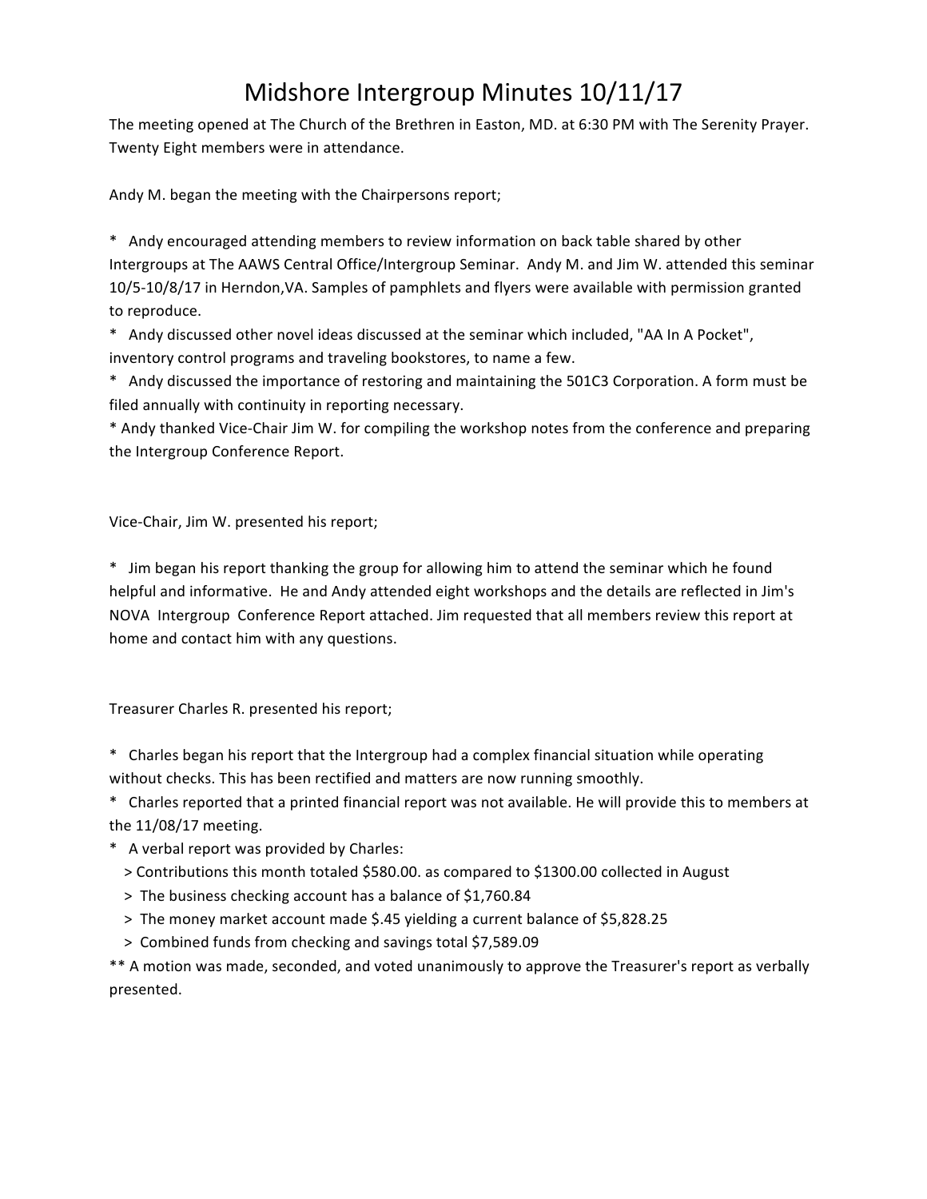# Midshore Intergroup Minutes 10/11/17

The meeting opened at The Church of the Brethren in Easton, MD. at 6:30 PM with The Serenity Prayer. Twenty Eight members were in attendance.

Andy M. began the meeting with the Chairpersons report;

* Andy encouraged attending members to review information on back table shared by other Intergroups at The AAWS Central Office/Intergroup Seminar. Andy M. and Jim W. attended this seminar 10/5-10/8/17 in Herndon,VA. Samples of pamphlets and flyers were available with permission granted to reproduce.
* Andy discussed other novel ideas discussed at the seminar which included, "AA In A Pocket", inventory control programs and traveling bookstores, to name a few.
* Andy discussed the importance of restoring and maintaining the 501C3 Corporation. A form must be filed annually with continuity in reporting necessary.
* Andy thanked Vice-Chair Jim W. for compiling the workshop notes from the conference and preparing the Intergroup Conference Report.

Vice-Chair, Jim W. presented his report;

* Jim began his report thanking the group for allowing him to attend the seminar which he found helpful and informative. He and Andy attended eight workshops and the details are reflected in Jim's NOVA Intergroup Conference Report attached. Jim requested that all members review this report at home and contact him with any questions.

Treasurer Charles R. presented his report;

* Charles began his report that the Intergroup had a complex financial situation while operating without checks. This has been rectified and matters are now running smoothly.
* Charles reported that a printed financial report was not available. He will provide this to members at the 11/08/17 meeting.
* A verbal report was provided by Charles:
  > Contributions this month totaled $580.00. as compared to $1300.00 collected in August
  > The business checking account has a balance of $1,760.84
  > The money market account made $.45 yielding a current balance of $5,828.25
  > Combined funds from checking and savings total $7,589.09

** A motion was made, seconded, and voted unanimously to approve the Treasurer's report as verbally presented.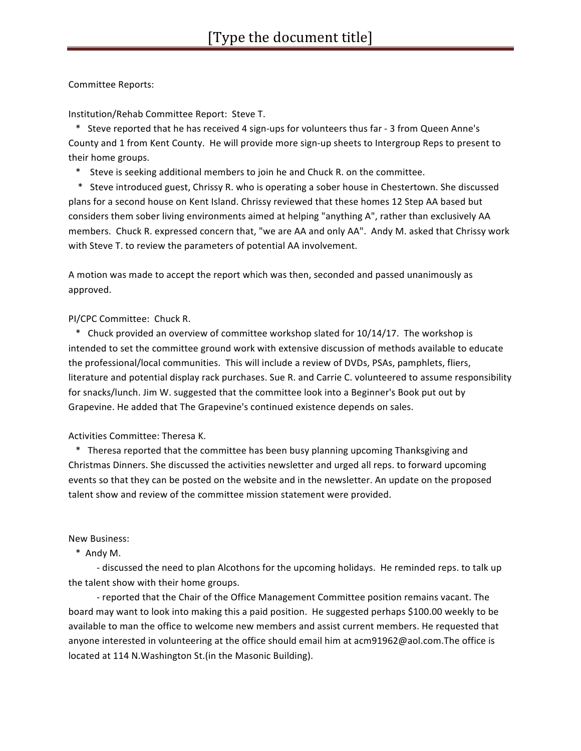Committee Reports:

Institution/Rehab Committee Report: Steve T.

* Steve reported that he has received 4 sign-ups for volunteers thus far - 3 from Queen Anne's County and 1 from Kent County. He will provide more sign-up sheets to Intergroup Reps to present to their home groups.
* Steve is seeking additional members to join he and Chuck R. on the committee.
* Steve introduced guest, Chrissy R. who is operating a sober house in Chestertown. She discussed plans for a second house on Kent Island. Chrissy reviewed that these homes 12 Step AA based but considers them sober living environments aimed at helping "anything A", rather than exclusively AA members. Chuck R. expressed concern that, "we are AA and only AA". Andy M. asked that Chrissy work with Steve T. to review the parameters of potential AA involvement.

A motion was made to accept the report which was then, seconded and passed unanimously as approved.

PI/CPC Committee: Chuck R.

* Chuck provided an overview of committee workshop slated for 10/14/17. The workshop is intended to set the committee ground work with extensive discussion of methods available to educate the professional/local communities. This will include a review of DVDs, PSAs, pamphlets, fliers, literature and potential display rack purchases. Sue R. and Carrie C. volunteered to assume responsibility for snacks/lunch. Jim W. suggested that the committee look into a Beginner's Book put out by Grapevine. He added that The Grapevine's continued existence depends on sales.

Activities Committee: Theresa K.

* Theresa reported that the committee has been busy planning upcoming Thanksgiving and Christmas Dinners. She discussed the activities newsletter and urged all reps. to forward upcoming events so that they can be posted on the website and in the newsletter. An update on the proposed talent show and review of the committee mission statement were provided.

New Business:

* Andy M.
  - discussed the need to plan Alcothons for the upcoming holidays. He reminded reps. to talk up the talent show with their home groups.
  - reported that the Chair of the Office Management Committee position remains vacant. The board may want to look into making this a paid position. He suggested perhaps $100.00 weekly to be available to man the office to welcome new members and assist current members. He requested that anyone interested in volunteering at the office should email him at acm91962@aol.com.The office is located at 114 N.Washington St.(in the Masonic Building).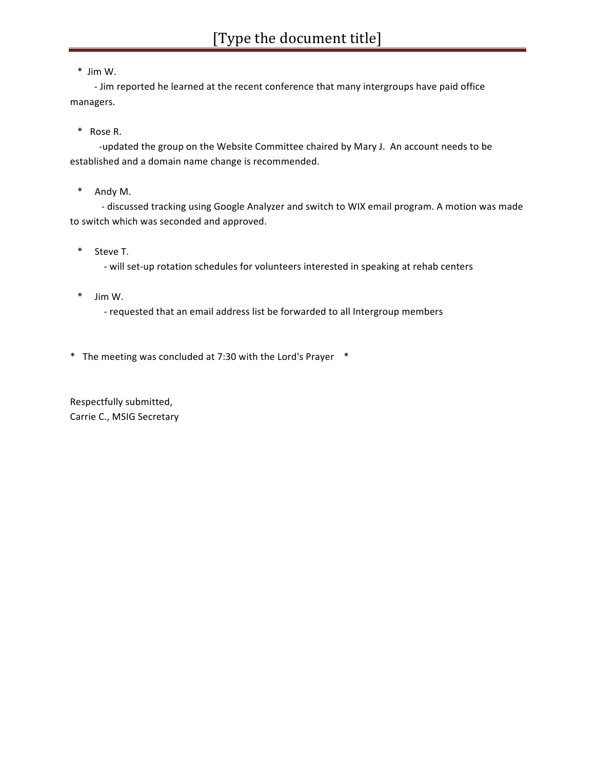* Jim W.
  - Jim reported he learned at the recent conference that many intergroups have paid office managers.

* Rose R.
  -updated the group on the Website Committee chaired by Mary J. An account needs to be established and a domain name change is recommended.

* Andy M.
  - discussed tracking using Google Analyzer and switch to WIX email program. A motion was made to switch which was seconded and approved.

* Steve T.
  - will set-up rotation schedules for volunteers interested in speaking at rehab centers

* Jim W.
  - requested that an email address list be forwarded to all Intergroup members

* The meeting was concluded at 7:30 with the Lord's Prayer *

Respectfully submitted,
Carrie C., MSIG Secretary